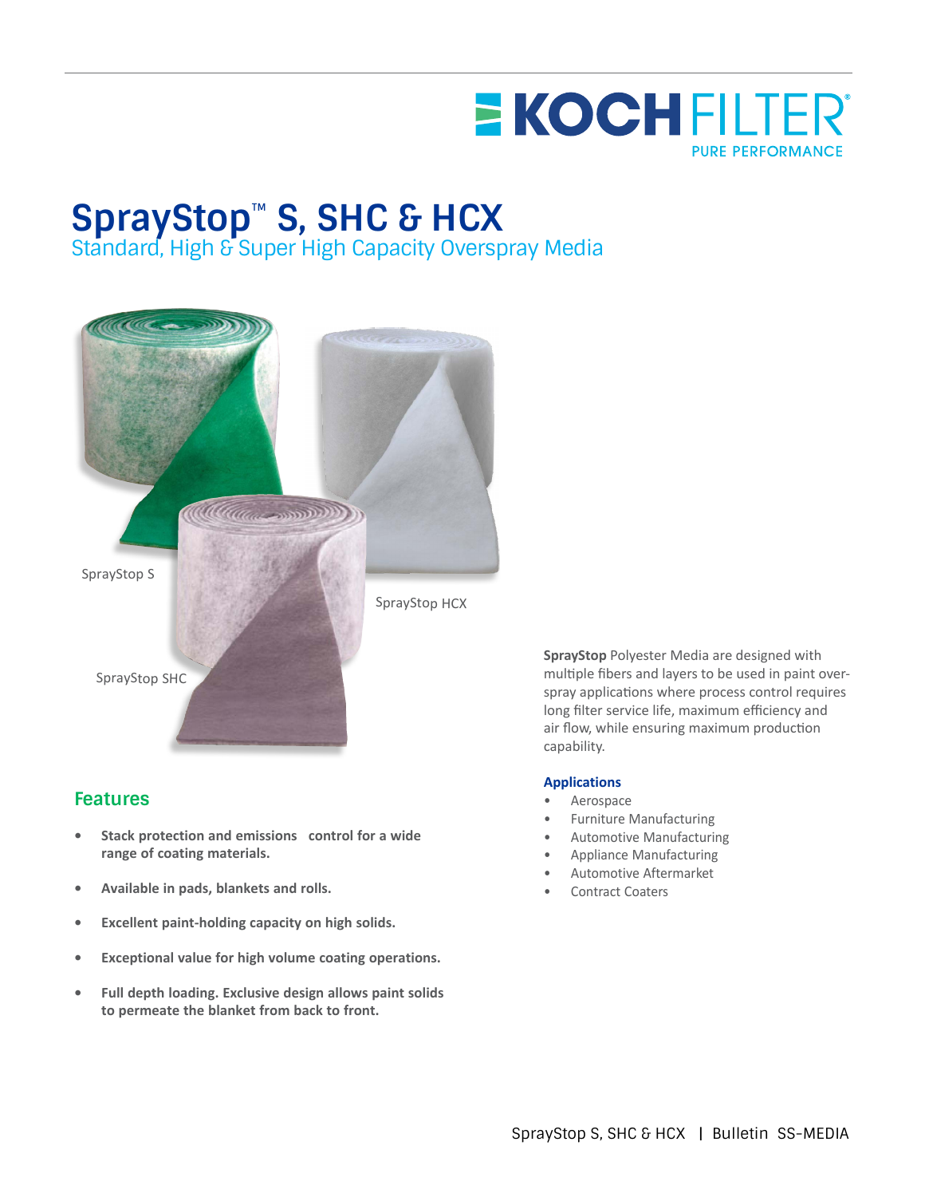KOCH FILTER
PURE PERFORMANCE

# SprayStop™ S, SHC & HCX

## Standard, High & Super High Capacity Overspray Media

SprayStop S

SprayStop HCX

SprayStop SHC

**SprayStop** Polyester Media are designed with multiple fibers and layers to be used in paint over-spray applications where process control requires long filter service life, maximum efficiency and air flow, while ensuring maximum production capability.

### Applications

- Aerospace
- Furniture Manufacturing
- Automotive Manufacturing
- Appliance Manufacturing
- Automotive Aftermarket
- Contract Coaters

## Features

- **Stack protection and emissions control for a wide range of coating materials.**
- **Available in pads, blankets and rolls.**
- **Excellent paint-holding capacity on high solids.**
- **Exceptional value for high volume coating operations.**
- **Full depth loading. Exclusive design allows paint solids to permeate the blanket from back to front.**

SprayStop S, SHC & HCX | Bulletin SS-MEDIA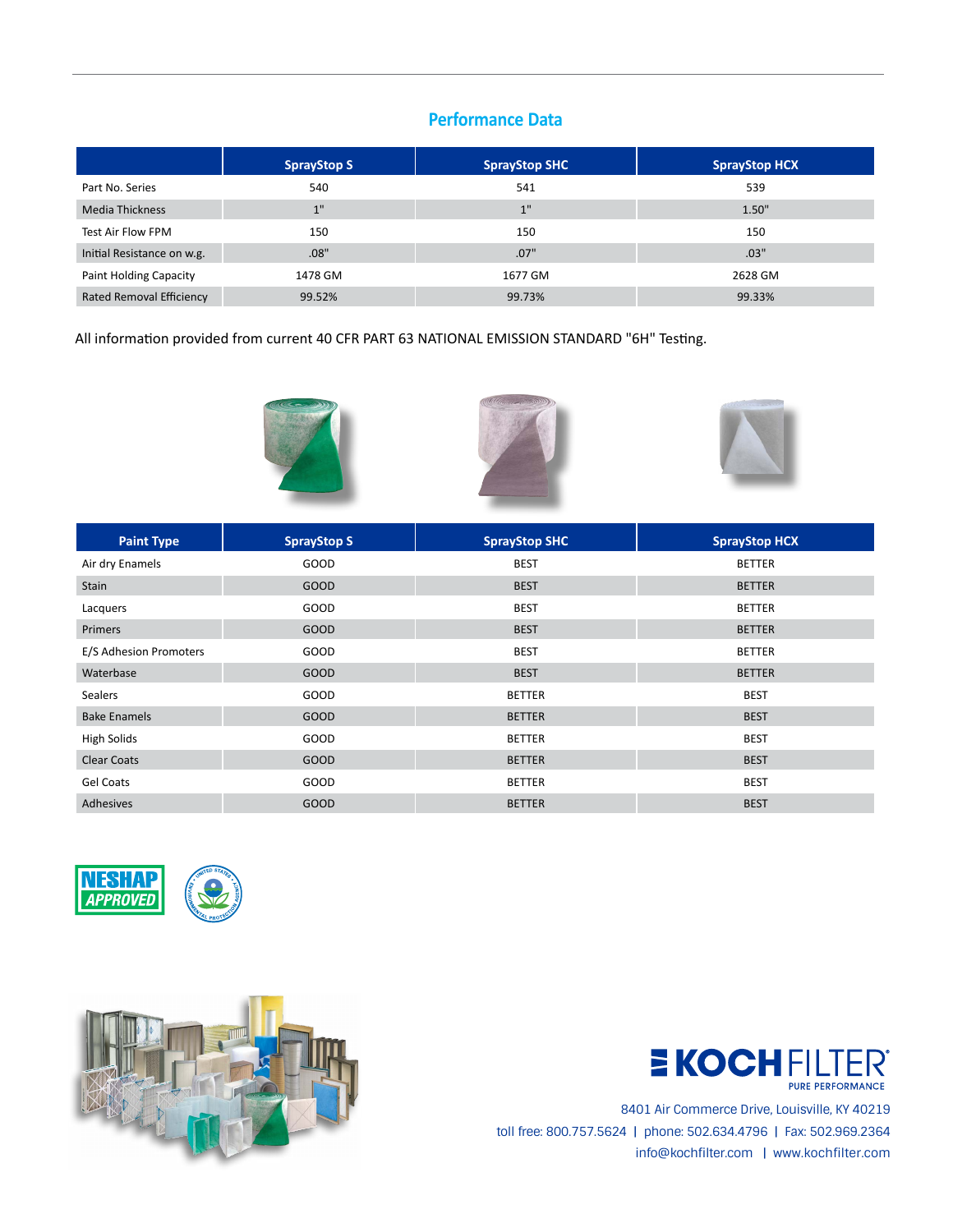## Performance Data

| | SprayStop S | SprayStop SHC | SprayStop HCX |
|---|---|---|---|
| Part No. Series | 540 | 541 | 539 |
| Media Thickness | 1" | 1" | 1.50" |
| Test Air Flow FPM | 150 | 150 | 150 |
| Initial Resistance on w.g. | .08" | .07" | .03" |
| Paint Holding Capacity | 1478 GM | 1677 GM | 2628 GM |
| Rated Removal Efficiency | 99.52% | 99.73% | 99.33% |

All information provided from current 40 CFR PART 63 NATIONAL EMISSION STANDARD "6H" Testing.

| Paint Type | SprayStop S | SprayStop SHC | SprayStop HCX |
|---|---|---|---|
| Air dry Enamels | GOOD | BEST | BETTER |
| Stain | GOOD | BEST | BETTER |
| Lacquers | GOOD | BEST | BETTER |
| Primers | GOOD | BEST | BETTER |
| E/S Adhesion Promoters | GOOD | BEST | BETTER |
| Waterbase | GOOD | BEST | BETTER |
| Sealers | GOOD | BETTER | BEST |
| Bake Enamels | GOOD | BETTER | BEST |
| High Solids | GOOD | BETTER | BEST |
| Clear Coats | GOOD | BETTER | BEST |
| Gel Coats | GOOD | BETTER | BEST |
| Adhesives | GOOD | BETTER | BEST |

NESHAP APPROVED

KOCHFILTER® PURE PERFORMANCE

8401 Air Commerce Drive, Louisville, KY 40219

toll free: 800.757.5624 | phone: 502.634.4796 | Fax: 502.969.2364

info@kochfilter.com | www.kochfilter.com